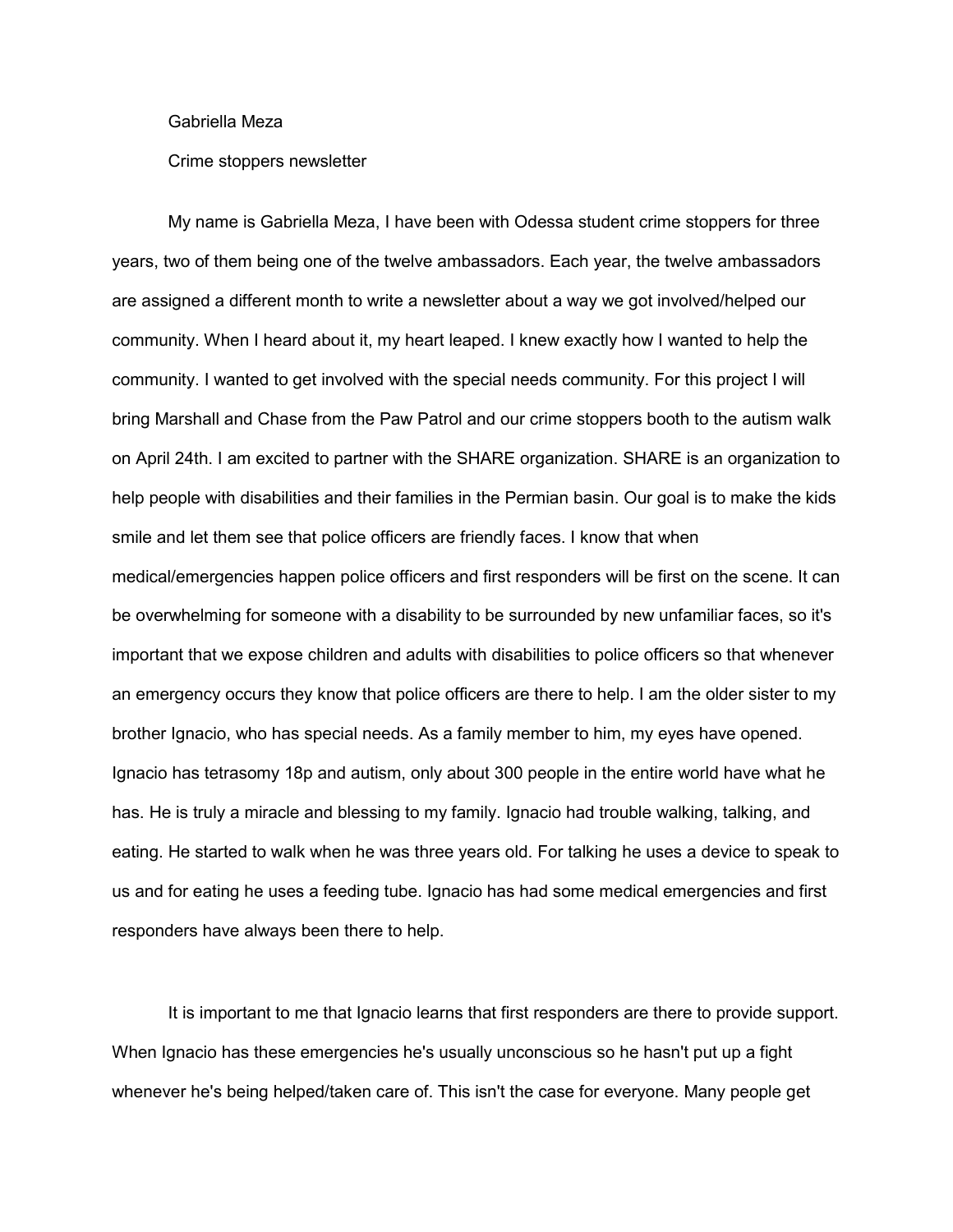Gabriella Meza

Crime stoppers newsletter

My name is Gabriella Meza, I have been with Odessa student crime stoppers for three years, two of them being one of the twelve ambassadors. Each year, the twelve ambassadors are assigned a different month to write a newsletter about a way we got involved/helped our community. When I heard about it, my heart leaped. I knew exactly how I wanted to help the community. I wanted to get involved with the special needs community. For this project I will bring Marshall and Chase from the Paw Patrol and our crime stoppers booth to the autism walk on April 24th. I am excited to partner with the SHARE organization. SHARE is an organization to help people with disabilities and their families in the Permian basin. Our goal is to make the kids smile and let them see that police officers are friendly faces. I know that when medical/emergencies happen police officers and first responders will be first on the scene. It can be overwhelming for someone with a disability to be surrounded by new unfamiliar faces, so it's important that we expose children and adults with disabilities to police officers so that whenever an emergency occurs they know that police officers are there to help. I am the older sister to my brother Ignacio, who has special needs. As a family member to him, my eyes have opened. Ignacio has tetrasomy 18p and autism, only about 300 people in the entire world have what he has. He is truly a miracle and blessing to my family. Ignacio had trouble walking, talking, and eating. He started to walk when he was three years old. For talking he uses a device to speak to us and for eating he uses a feeding tube. Ignacio has had some medical emergencies and first responders have always been there to help.

It is important to me that Ignacio learns that first responders are there to provide support. When Ignacio has these emergencies he's usually unconscious so he hasn't put up a fight whenever he's being helped/taken care of. This isn't the case for everyone. Many people get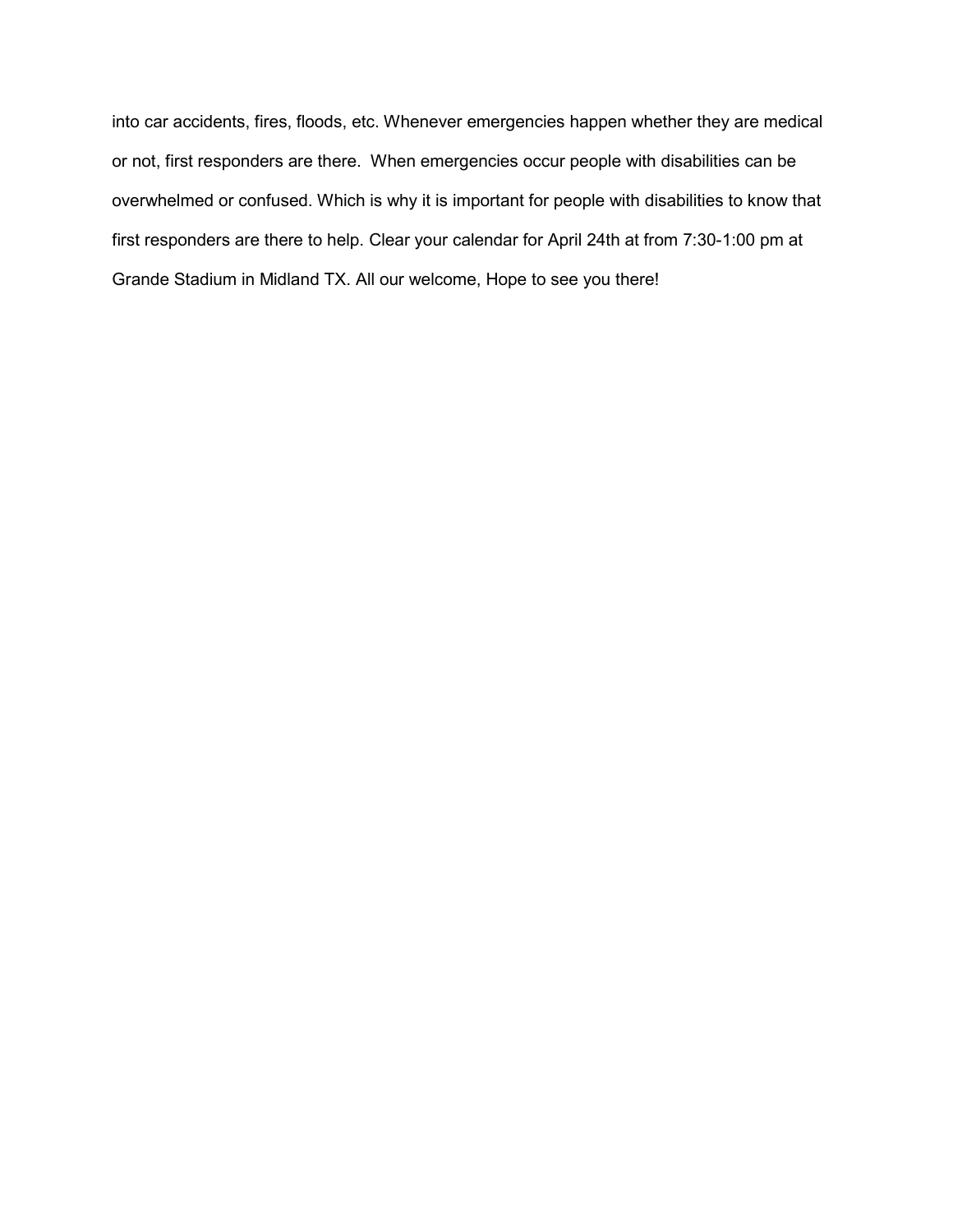into car accidents, fires, floods, etc. Whenever emergencies happen whether they are medical or not, first responders are there.  When emergencies occur people with disabilities can be overwhelmed or confused. Which is why it is important for people with disabilities to know that first responders are there to help. Clear your calendar for April 24th at from 7:30-1:00 pm at Grande Stadium in Midland TX. All our welcome, Hope to see you there!